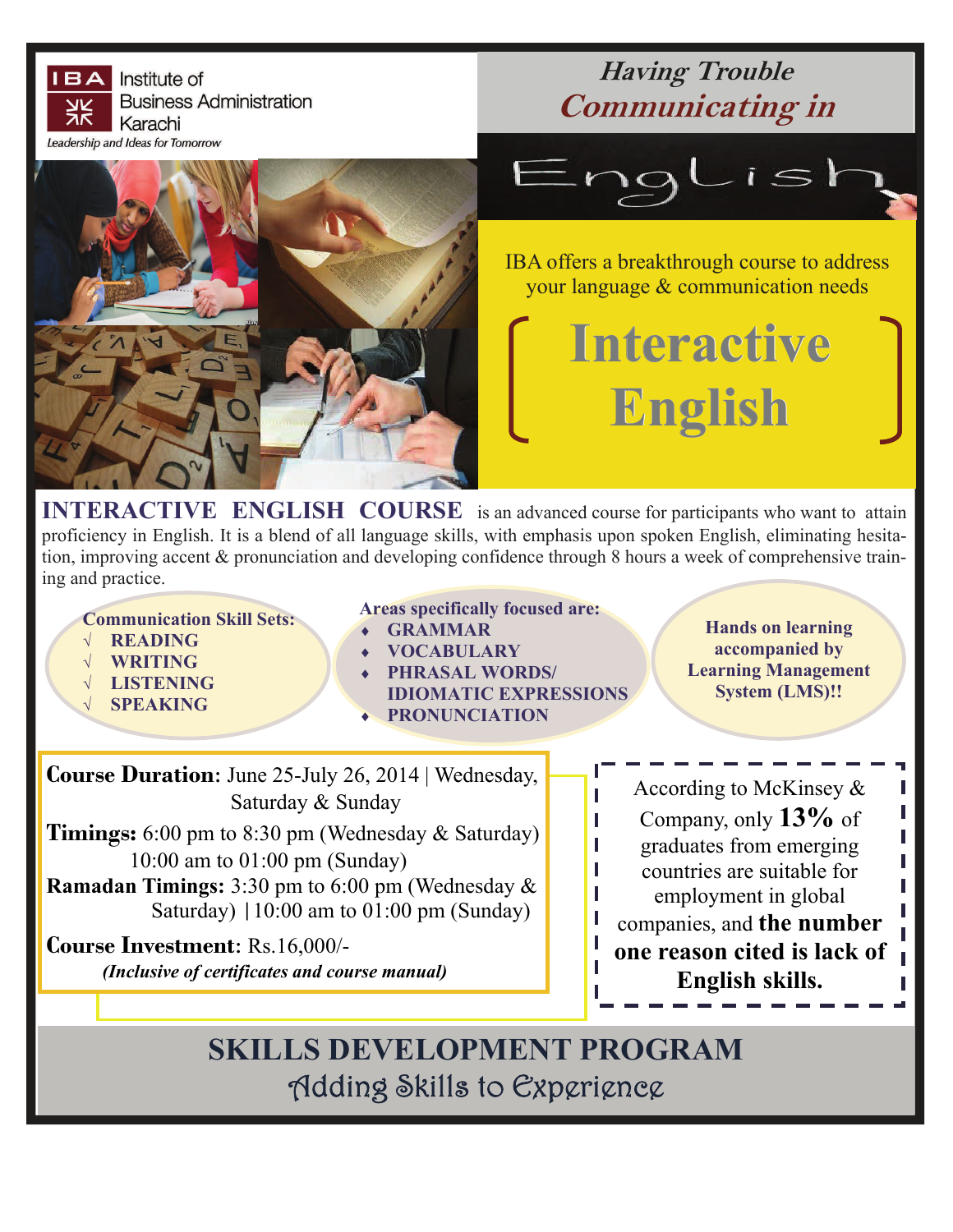IBA Institute of Business Administration Karachi

*Leadership and Ideas for Tomorrow*

## *Having Trouble Communicating in* English

IBA offers a breakthrough course to address your language & communication needs

# Interactive English

**INTERACTIVE ENGLISH COURSE** is an advanced course for participants who want to attain proficiency in English. It is a blend of all language skills, with emphasis upon spoken English, eliminating hesitation, improving accent & pronunciation and developing confidence through 8 hours a week of comprehensive training and practice.

**Communication Skill Sets:**

- √ **READING**
- √ **WRITING**
- √ **LISTENING**
- √ **SPEAKING**

**Areas specifically focused are:**

- **GRAMMAR**
- **VOCABULARY**
- **PHRASAL WORDS/ IDIOMATIC EXPRESSIONS**
- **PRONUNCIATION**

**Hands on learning accompanied by Learning Management System (LMS)!!**

**Course Duration**: June 25-July 26, 2014 | Wednesday, Saturday & Sunday

**Timings:** 6:00 pm to 8:30 pm (Wednesday & Saturday) 10:00 am to 01:00 pm (Sunday)

**Ramadan Timings:** 3:30 pm to 6:00 pm (Wednesday & Saturday) | 10:00 am to 01:00 pm (Sunday)

**Course Investment**: Rs.16,000/-

***(Inclusive of certificates and course manual)***

According to McKinsey & Company, only **13%** of graduates from emerging countries are suitable for employment in global companies, and **the number one reason cited is lack of English skills.**

## SKILLS DEVELOPMENT PROGRAM

*Adding Skills to Experience*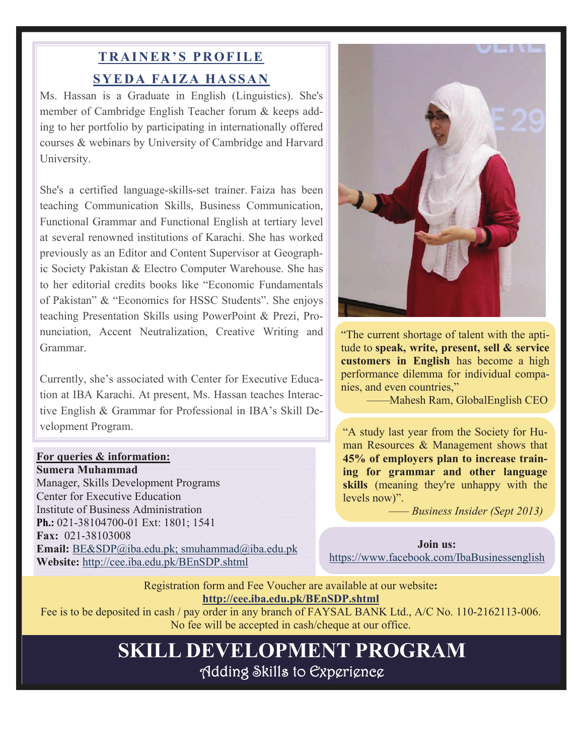## TRAINER'S PROFILE

## SYEDA FAIZA HASSAN

Ms. Hassan is a Graduate in English (Linguistics). She's member of Cambridge English Teacher forum & keeps adding to her portfolio by participating in internationally offered courses & webinars by University of Cambridge and Harvard University.

She's a certified language-skills-set trainer. Faiza has been teaching Communication Skills, Business Communication, Functional Grammar and Functional English at tertiary level at several renowned institutions of Karachi. She has worked previously as an Editor and Content Supervisor at Geographic Society Pakistan & Electro Computer Warehouse. She has to her editorial credits books like "Economic Fundamentals of Pakistan" & "Economics for HSSC Students". She enjoys teaching Presentation Skills using PowerPoint & Prezi, Pronunciation, Accent Neutralization, Creative Writing and Grammar.

Currently, she's associated with Center for Executive Education at IBA Karachi. At present, Ms. Hassan teaches Interactive English & Grammar for Professional in IBA's Skill Development Program.

"The current shortage of talent with the aptitude to **speak, write, present, sell & service customers in English** has become a high performance dilemma for individual companies, and even countries,"

——Mahesh Ram, GlobalEnglish CEO

"A study last year from the Society for Human Resources & Management shows that **45% of employers plan to increase training for grammar and other language skills** (meaning they're unhappy with the levels now)".

—— *Business Insider (Sept 2013)*

**For queries & information:**
**Sumera Muhammad**
Manager, Skills Development Programs
Center for Executive Education
Institute of Business Administration
**Ph.:** 021-38104700-01 Ext: 1801; 1541
**Fax:** 021-38103008
**Email:** BE&SDP@iba.edu.pk; smuhammad@iba.edu.pk
**Website:** http://cee.iba.edu.pk/BEnSDP.shtml

**Join us:**
https://www.facebook.com/IbaBusinessenglish

Registration form and Fee Voucher are available at our website**:**
**http://cee.iba.edu.pk/BEnSDP.shtml**
Fee is to be deposited in cash / pay order in any branch of FAYSAL BANK Ltd., A/C No. 110-2162113-006.
No fee will be accepted in cash/cheque at our office.

# SKILL DEVELOPMENT PROGRAM

Adding Skills to Experience